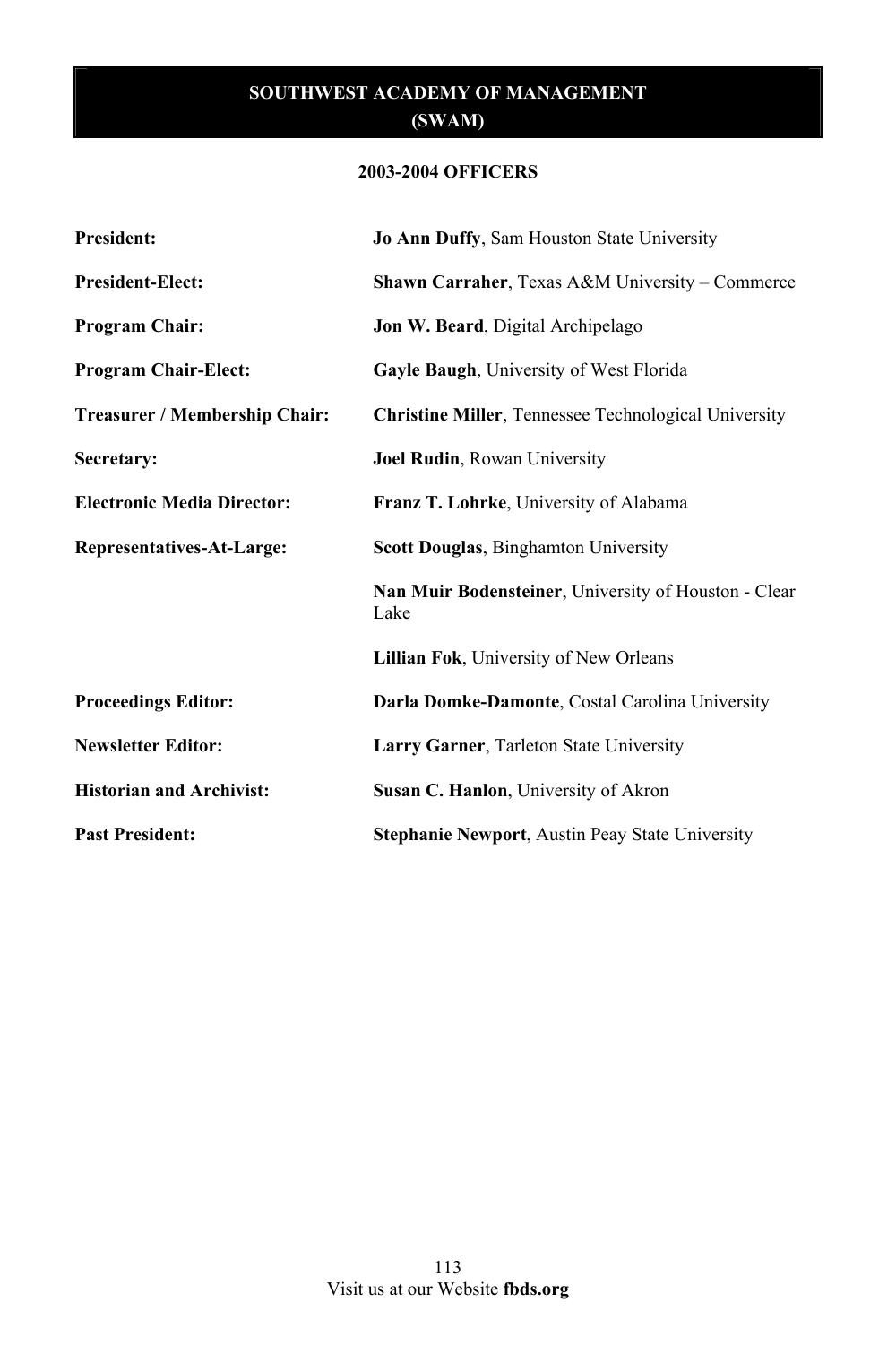# SOUTHWEST ACADEMY OF MANAGEMENT (SWAM)

## 2003-2004 OFFICERS

| | |
|---|---|
| **President:** | **Jo Ann Duffy**, Sam Houston State University |
| **President-Elect:** | **Shawn Carraher**, Texas A&M University – Commerce |
| **Program Chair:** | **Jon W. Beard**, Digital Archipelago |
| **Program Chair-Elect:** | **Gayle Baugh**, University of West Florida |
| **Treasurer / Membership Chair:** | **Christine Miller**, Tennessee Technological University |
| **Secretary:** | **Joel Rudin**, Rowan University |
| **Electronic Media Director:** | **Franz T. Lohrke**, University of Alabama |
| **Representatives-At-Large:** | **Scott Douglas**, Binghamton University |
| | **Nan Muir Bodensteiner**, University of Houston - Clear Lake |
| | **Lillian Fok**, University of New Orleans |
| **Proceedings Editor:** | **Darla Domke-Damonte**, Costal Carolina University |
| **Newsletter Editor:** | **Larry Garner**, Tarleton State University |
| **Historian and Archivist:** | **Susan C. Hanlon**, University of Akron |
| **Past President:** | **Stephanie Newport**, Austin Peay State University |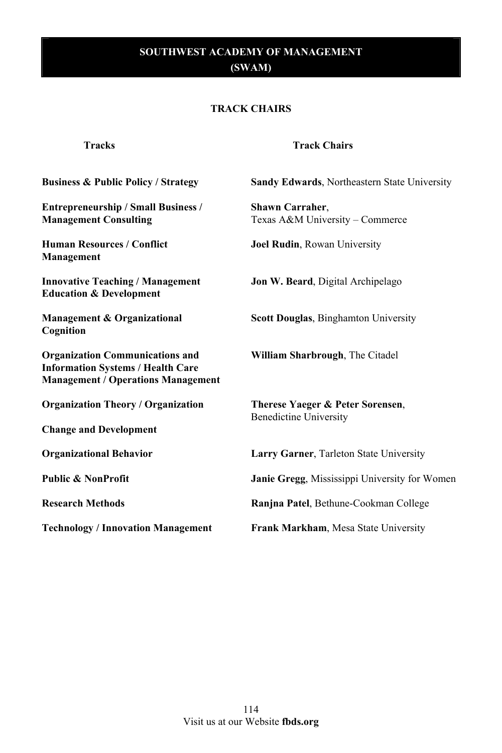# SOUTHWEST ACADEMY OF MANAGEMENT (SWAM)

## TRACK CHAIRS

| Tracks | Track Chairs |
| --- | --- |
| **Business & Public Policy / Strategy** | **Sandy Edwards**, Northeastern State University |
| **Entrepreneurship / Small Business / Management Consulting** | **Shawn Carraher**, Texas A&M University – Commerce |
| **Human Resources / Conflict Management** | **Joel Rudin**, Rowan University |
| **Innovative Teaching / Management Education & Development** | **Jon W. Beard**, Digital Archipelago |
| **Management & Organizational Cognition** | **Scott Douglas**, Binghamton University |
| **Organization Communications and Information Systems / Health Care Management / Operations Management** | **William Sharbrough**, The Citadel |
| **Organization Theory / Organization Change and Development** | **Therese Yaeger & Peter Sorensen**, Benedictine University |
| **Organizational Behavior** | **Larry Garner**, Tarleton State University |
| **Public & NonProfit** | **Janie Gregg**, Mississippi University for Women |
| **Research Methods** | **Ranjna Patel**, Bethune-Cookman College |
| **Technology / Innovation Management** | **Frank Markham**, Mesa State University |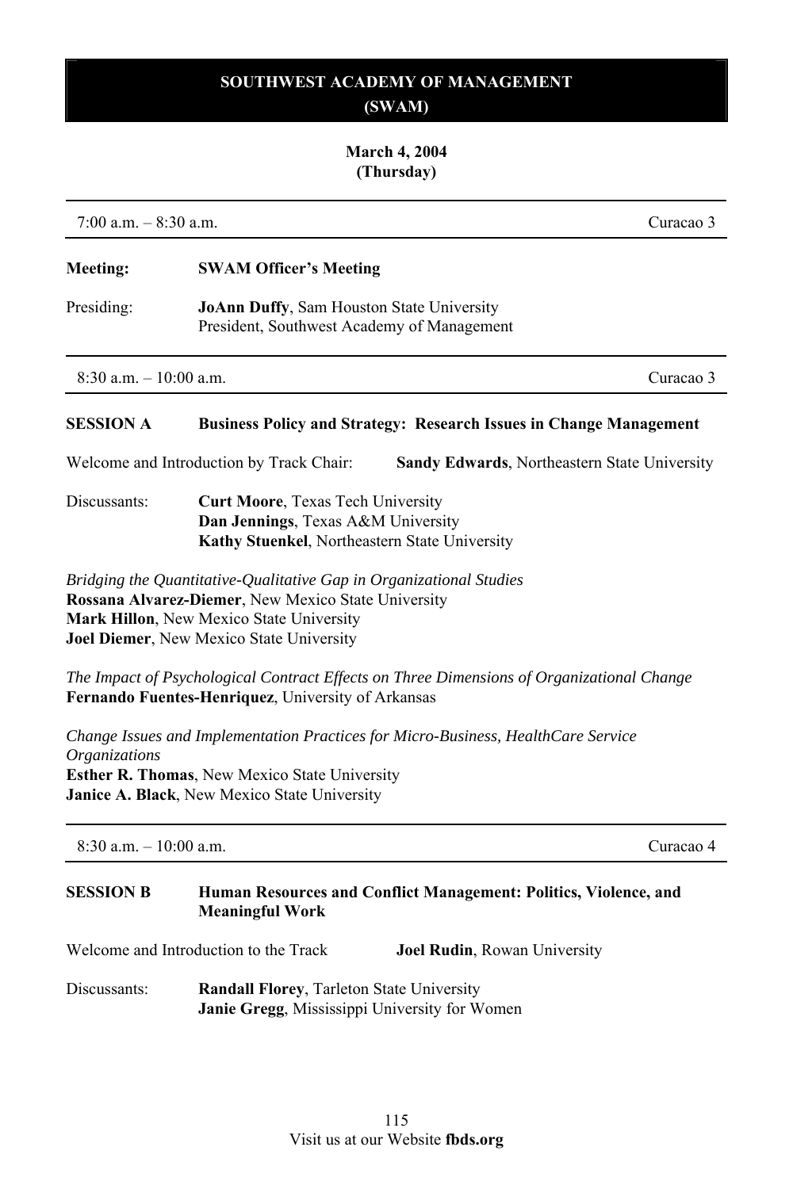# SOUTHWEST ACADEMY OF MANAGEMENT (SWAM)

**March 4, 2004 (Thursday)**

---

7:00 a.m. – 8:30 a.m. Curacao 3

---

**Meeting:** **SWAM Officer's Meeting**

Presiding: **JoAnn Duffy**, Sam Houston State University
President, Southwest Academy of Management

---

8:30 a.m. – 10:00 a.m. Curacao 3

---

**SESSION A** **Business Policy and Strategy: Research Issues in Change Management**

Welcome and Introduction by Track Chair: **Sandy Edwards**, Northeastern State University

Discussants:
**Curt Moore**, Texas Tech University
**Dan Jennings**, Texas A&M University
**Kathy Stuenkel**, Northeastern State University

*Bridging the Quantitative-Qualitative Gap in Organizational Studies*
**Rossana Alvarez-Diemer**, New Mexico State University
**Mark Hillon**, New Mexico State University
**Joel Diemer**, New Mexico State University

*The Impact of Psychological Contract Effects on Three Dimensions of Organizational Change*
**Fernando Fuentes-Henriquez**, University of Arkansas

*Change Issues and Implementation Practices for Micro-Business, HealthCare Service Organizations*
**Esther R. Thomas**, New Mexico State University
**Janice A. Black**, New Mexico State University

---

8:30 a.m. – 10:00 a.m. Curacao 4

---

**SESSION B** **Human Resources and Conflict Management: Politics, Violence, and Meaningful Work**

Welcome and Introduction to the Track **Joel Rudin**, Rowan University

Discussants:
**Randall Florey**, Tarleton State University
**Janie Gregg**, Mississippi University for Women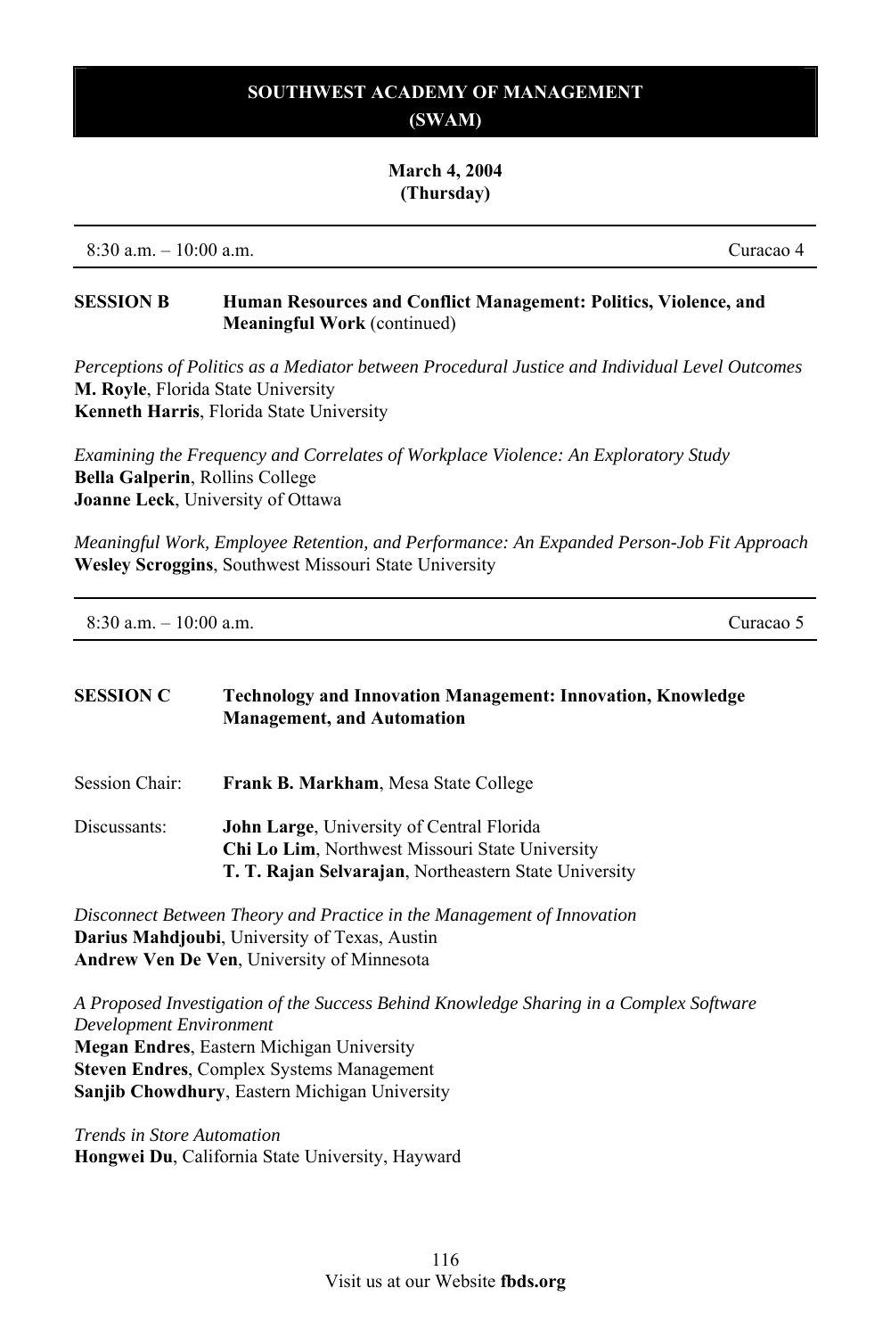# SOUTHWEST ACADEMY OF MANAGEMENT (SWAM)

**March 4, 2004 (Thursday)**

8:30 a.m. – 10:00 a.m. Curacao 4

**SESSION B** **Human Resources and Conflict Management: Politics, Violence, and Meaningful Work** (continued)

*Perceptions of Politics as a Mediator between Procedural Justice and Individual Level Outcomes*
**M. Royle**, Florida State University
**Kenneth Harris**, Florida State University

*Examining the Frequency and Correlates of Workplace Violence: An Exploratory Study*
**Bella Galperin**, Rollins College
**Joanne Leck**, University of Ottawa

*Meaningful Work, Employee Retention, and Performance: An Expanded Person-Job Fit Approach*
**Wesley Scroggins**, Southwest Missouri State University

8:30 a.m. – 10:00 a.m. Curacao 5

**SESSION C** **Technology and Innovation Management: Innovation, Knowledge Management, and Automation**

Session Chair: **Frank B. Markham**, Mesa State College

Discussants: **John Large**, University of Central Florida
**Chi Lo Lim**, Northwest Missouri State University
**T. T. Rajan Selvarajan**, Northeastern State University

*Disconnect Between Theory and Practice in the Management of Innovation*
**Darius Mahdjoubi**, University of Texas, Austin
**Andrew Ven De Ven**, University of Minnesota

*A Proposed Investigation of the Success Behind Knowledge Sharing in a Complex Software Development Environment*
**Megan Endres**, Eastern Michigan University
**Steven Endres**, Complex Systems Management
**Sanjib Chowdhury**, Eastern Michigan University

*Trends in Store Automation*
**Hongwei Du**, California State University, Hayward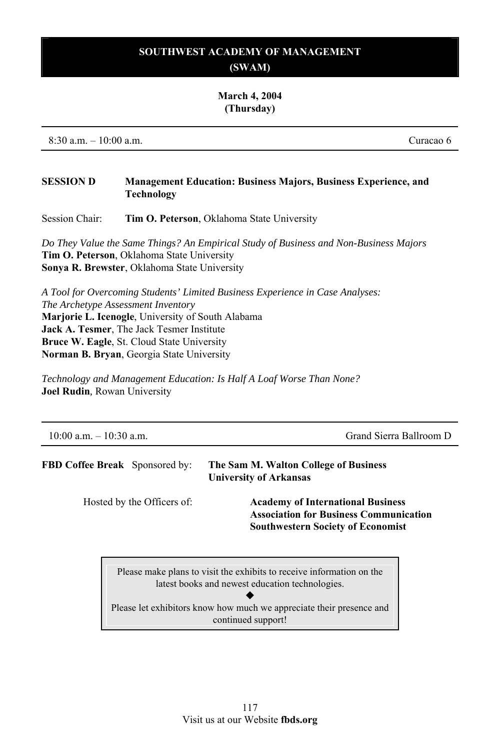# SOUTHWEST ACADEMY OF MANAGEMENT (SWAM)

**March 4, 2004 (Thursday)**

8:30 a.m. – 10:00 a.m. | Curacao 6

**SESSION D** **Management Education: Business Majors, Business Experience, and Technology**

Session Chair: **Tim O. Peterson**, Oklahoma State University

*Do They Value the Same Things? An Empirical Study of Business and Non-Business Majors*
**Tim O. Peterson**, Oklahoma State University
**Sonya R. Brewster**, Oklahoma State University

*A Tool for Overcoming Students' Limited Business Experience in Case Analyses: The Archetype Assessment Inventory*
**Marjorie L. Icenogle**, University of South Alabama
**Jack A. Tesmer**, The Jack Tesmer Institute
**Bruce W. Eagle**, St. Cloud State University
**Norman B. Bryan**, Georgia State University

*Technology and Management Education: Is Half A Loaf Worse Than None?*
**Joel Rudin**, Rowan University

---

10:00 a.m. – 10:30 a.m. | Grand Sierra Ballroom D

**FBD Coffee Break** Sponsored by: **The Sam M. Walton College of Business University of Arkansas**

Hosted by the Officers of:
**Academy of International Business**
**Association for Business Communication**
**Southwestern Society of Economist**

Please make plans to visit the exhibits to receive information on the latest books and newest education technologies.

◆

Please let exhibitors know how much we appreciate their presence and continued support!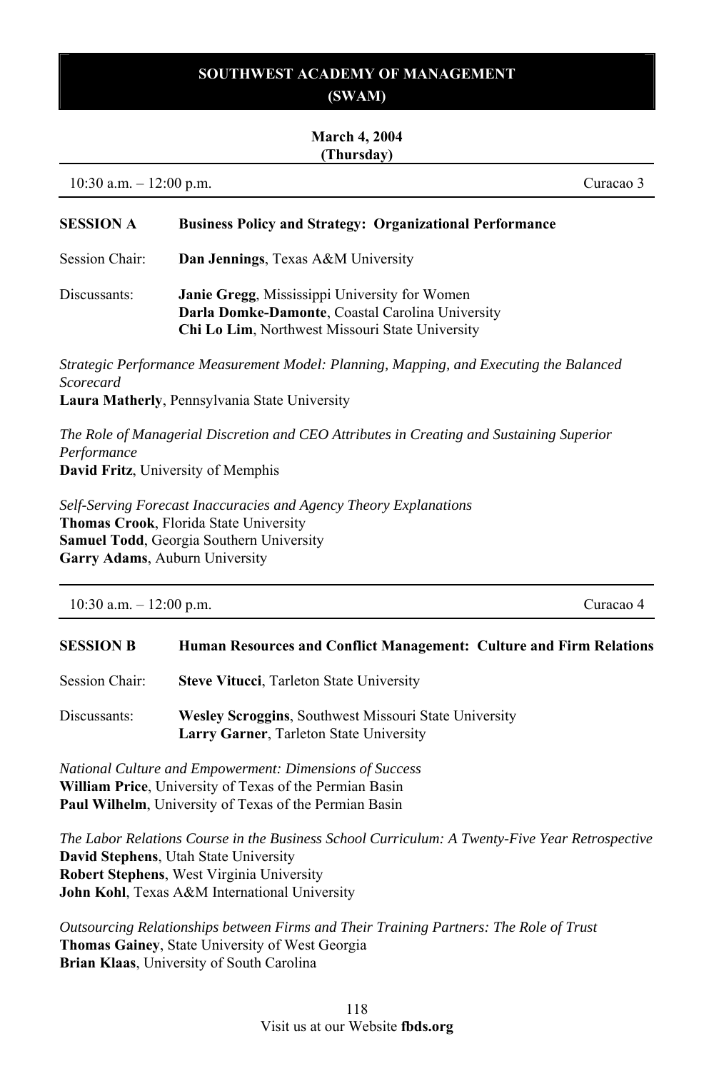# SOUTHWEST ACADEMY OF MANAGEMENT (SWAM)

**March 4, 2004**
**(Thursday)**

10:30 a.m. – 12:00 p.m. — Curacao 3

**SESSION A** — **Business Policy and Strategy: Organizational Performance**

Session Chair: **Dan Jennings**, Texas A&M University

Discussants:
**Janie Gregg**, Mississippi University for Women
**Darla Domke-Damonte**, Coastal Carolina University
**Chi Lo Lim**, Northwest Missouri State University

*Strategic Performance Measurement Model: Planning, Mapping, and Executing the Balanced Scorecard*
**Laura Matherly**, Pennsylvania State University

*The Role of Managerial Discretion and CEO Attributes in Creating and Sustaining Superior Performance*
**David Fritz**, University of Memphis

*Self-Serving Forecast Inaccuracies and Agency Theory Explanations*
**Thomas Crook**, Florida State University
**Samuel Todd**, Georgia Southern University
**Garry Adams**, Auburn University

---

10:30 a.m. – 12:00 p.m. — Curacao 4

**SESSION B** — **Human Resources and Conflict Management: Culture and Firm Relations**

Session Chair: **Steve Vitucci**, Tarleton State University

Discussants:
**Wesley Scroggins**, Southwest Missouri State University
**Larry Garner**, Tarleton State University

*National Culture and Empowerment: Dimensions of Success*
**William Price**, University of Texas of the Permian Basin
**Paul Wilhelm**, University of Texas of the Permian Basin

*The Labor Relations Course in the Business School Curriculum: A Twenty-Five Year Retrospective*
**David Stephens**, Utah State University
**Robert Stephens**, West Virginia University
**John Kohl**, Texas A&M International University

*Outsourcing Relationships between Firms and Their Training Partners: The Role of Trust*
**Thomas Gainey**, State University of West Georgia
**Brian Klaas**, University of South Carolina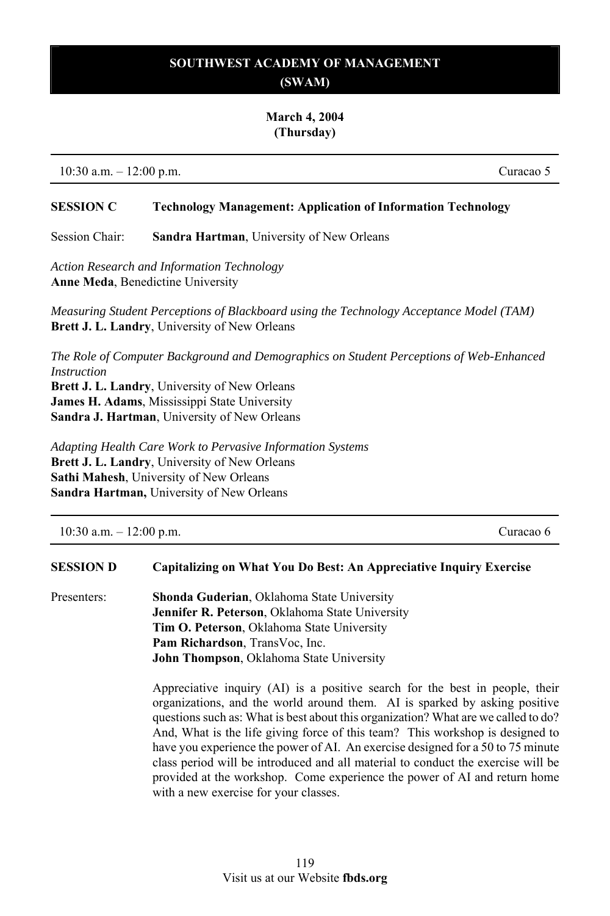# SOUTHWEST ACADEMY OF MANAGEMENT (SWAM)

**March 4, 2004**
**(Thursday)**

10:30 a.m. – 12:00 p.m. | Curacao 5

## SESSION C Technology Management: Application of Information Technology

Session Chair: **Sandra Hartman**, University of New Orleans

*Action Research and Information Technology*
**Anne Meda**, Benedictine University

*Measuring Student Perceptions of Blackboard using the Technology Acceptance Model (TAM)*
**Brett J. L. Landry**, University of New Orleans

*The Role of Computer Background and Demographics on Student Perceptions of Web-Enhanced Instruction*
**Brett J. L. Landry**, University of New Orleans
**James H. Adams**, Mississippi State University
**Sandra J. Hartman**, University of New Orleans

*Adapting Health Care Work to Pervasive Information Systems*
**Brett J. L. Landry**, University of New Orleans
**Sathi Mahesh**, University of New Orleans
**Sandra Hartman,** University of New Orleans

10:30 a.m. – 12:00 p.m. | Curacao 6

## SESSION D Capitalizing on What You Do Best: An Appreciative Inquiry Exercise

Presenters:
**Shonda Guderian**, Oklahoma State University
**Jennifer R. Peterson**, Oklahoma State University
**Tim O. Peterson**, Oklahoma State University
**Pam Richardson**, TransVoc, Inc.
**John Thompson**, Oklahoma State University

Appreciative inquiry (AI) is a positive search for the best in people, their organizations, and the world around them. AI is sparked by asking positive questions such as: What is best about this organization? What are we called to do? And, What is the life giving force of this team? This workshop is designed to have you experience the power of AI. An exercise designed for a 50 to 75 minute class period will be introduced and all material to conduct the exercise will be provided at the workshop. Come experience the power of AI and return home with a new exercise for your classes.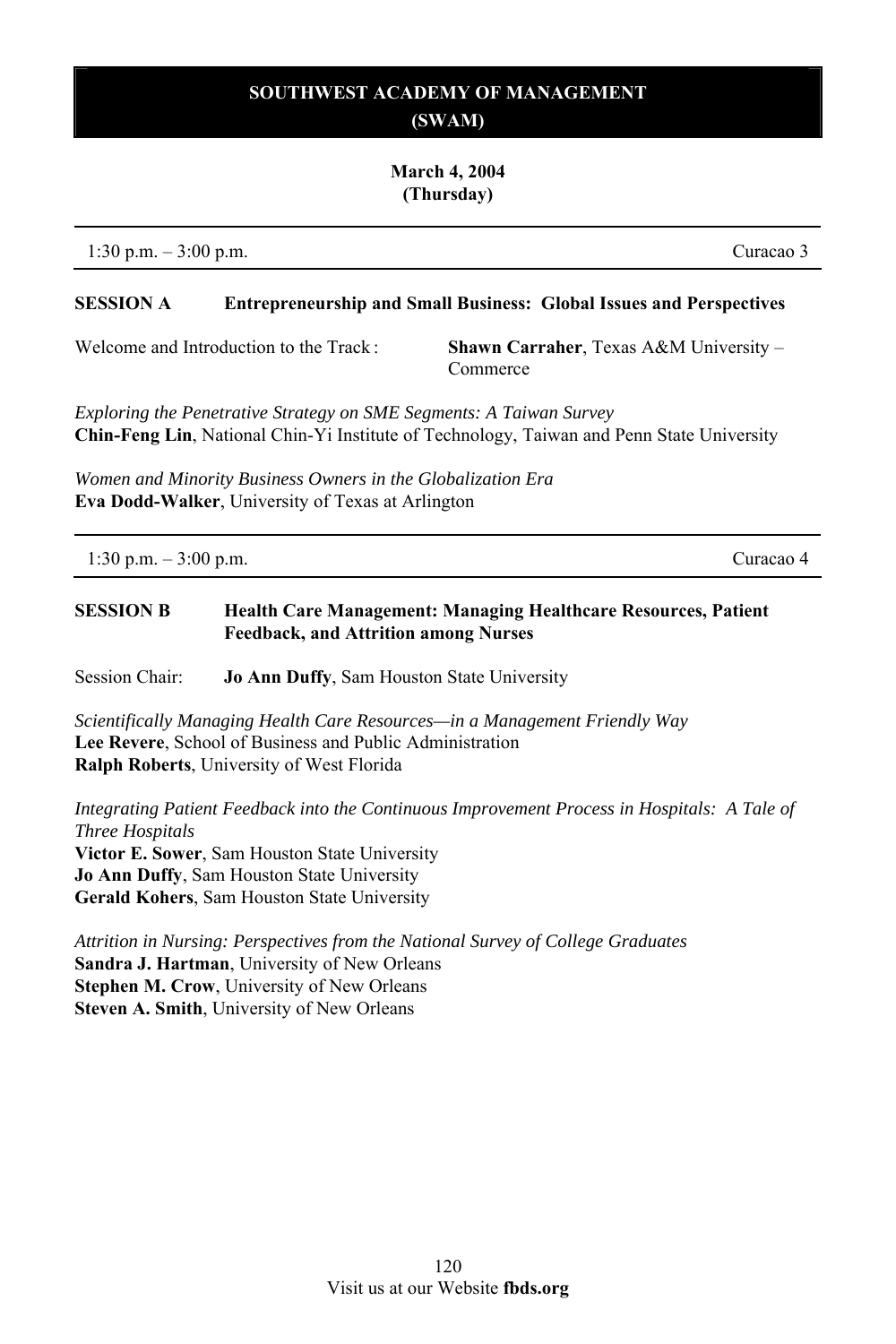## SOUTHWEST ACADEMY OF MANAGEMENT (SWAM)

**March 4, 2004**
**(Thursday)**

1:30 p.m. – 3:00 p.m. Curacao 3

**SESSION A** **Entrepreneurship and Small Business: Global Issues and Perspectives**

Welcome and Introduction to the Track : **Shawn Carraher**, Texas A&M University – Commerce

*Exploring the Penetrative Strategy on SME Segments: A Taiwan Survey*
**Chin-Feng Lin**, National Chin-Yi Institute of Technology, Taiwan and Penn State University

*Women and Minority Business Owners in the Globalization Era*
**Eva Dodd-Walker**, University of Texas at Arlington

1:30 p.m. – 3:00 p.m. Curacao 4

**SESSION B** **Health Care Management: Managing Healthcare Resources, Patient Feedback, and Attrition among Nurses**

Session Chair: **Jo Ann Duffy**, Sam Houston State University

*Scientifically Managing Health Care Resources—in a Management Friendly Way*
**Lee Revere**, School of Business and Public Administration
**Ralph Roberts**, University of West Florida

*Integrating Patient Feedback into the Continuous Improvement Process in Hospitals: A Tale of Three Hospitals*
**Victor E. Sower**, Sam Houston State University
**Jo Ann Duffy**, Sam Houston State University
**Gerald Kohers**, Sam Houston State University

*Attrition in Nursing: Perspectives from the National Survey of College Graduates*
**Sandra J. Hartman**, University of New Orleans
**Stephen M. Crow**, University of New Orleans
**Steven A. Smith**, University of New Orleans

Visit us at our Website **fbds.org**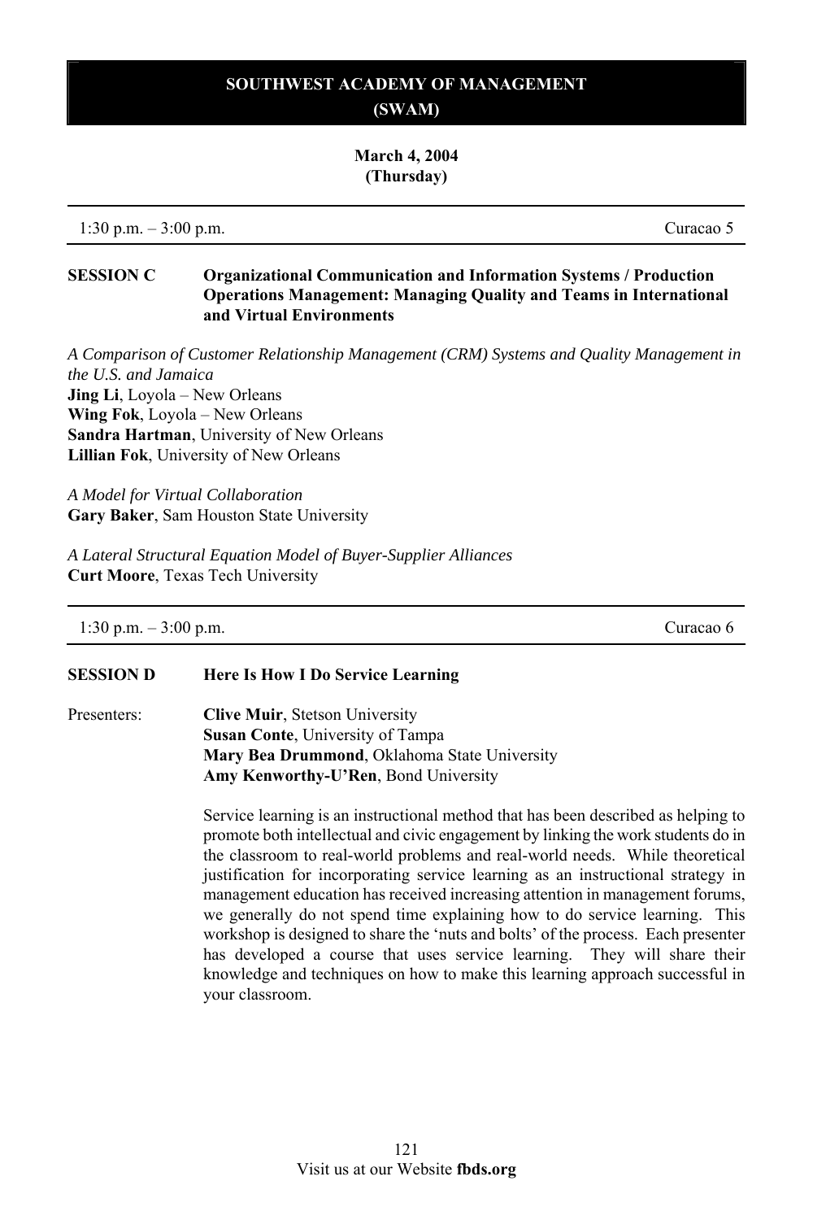## SOUTHWEST ACADEMY OF MANAGEMENT (SWAM)

**March 4, 2004**
**(Thursday)**

1:30 p.m. – 3:00 p.m. Curacao 5

### SESSION C Organizational Communication and Information Systems / Production Operations Management: Managing Quality and Teams in International and Virtual Environments

*A Comparison of Customer Relationship Management (CRM) Systems and Quality Management in the U.S. and Jamaica*
**Jing Li**, Loyola – New Orleans
**Wing Fok**, Loyola – New Orleans
**Sandra Hartman**, University of New Orleans
**Lillian Fok**, University of New Orleans

*A Model for Virtual Collaboration*
**Gary Baker**, Sam Houston State University

*A Lateral Structural Equation Model of Buyer-Supplier Alliances*
**Curt Moore**, Texas Tech University

1:30 p.m. – 3:00 p.m. Curacao 6

### SESSION D Here Is How I Do Service Learning

Presenters:
**Clive Muir**, Stetson University
**Susan Conte**, University of Tampa
**Mary Bea Drummond**, Oklahoma State University
**Amy Kenworthy-U'Ren**, Bond University

Service learning is an instructional method that has been described as helping to promote both intellectual and civic engagement by linking the work students do in the classroom to real-world problems and real-world needs. While theoretical justification for incorporating service learning as an instructional strategy in management education has received increasing attention in management forums, we generally do not spend time explaining how to do service learning. This workshop is designed to share the 'nuts and bolts' of the process. Each presenter has developed a course that uses service learning. They will share their knowledge and techniques on how to make this learning approach successful in your classroom.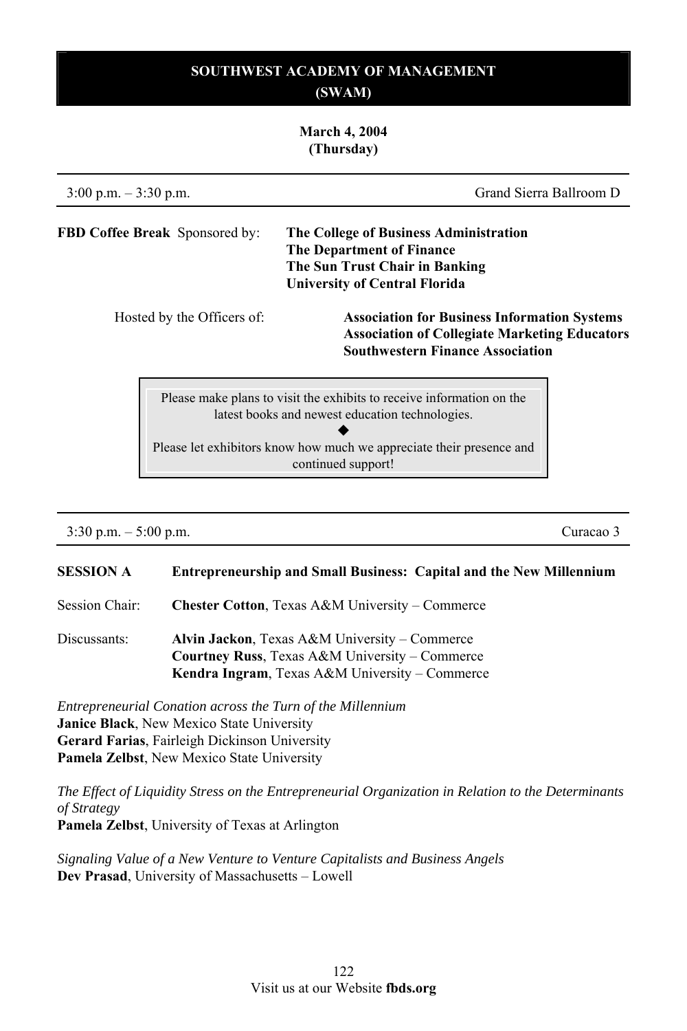# SOUTHWEST ACADEMY OF MANAGEMENT (SWAM)

**March 4, 2004**
**(Thursday)**

3:00 p.m. – 3:30 p.m. — Grand Sierra Ballroom D

**FBD Coffee Break** Sponsored by:

**The College of Business Administration**
**The Department of Finance**
**The Sun Trust Chair in Banking**
**University of Central Florida**

Hosted by the Officers of:

**Association for Business Information Systems**
**Association of Collegiate Marketing Educators**
**Southwestern Finance Association**

> Please make plans to visit the exhibits to receive information on the latest books and newest education technologies.
>
> ◆
>
> Please let exhibitors know how much we appreciate their presence and continued support!

---

3:30 p.m. – 5:00 p.m. — Curacao 3

**SESSION A** **Entrepreneurship and Small Business: Capital and the New Millennium**

Session Chair: **Chester Cotton**, Texas A&M University – Commerce

Discussants:
**Alvin Jackson**, Texas A&M University – Commerce
**Courtney Russ**, Texas A&M University – Commerce
**Kendra Ingram**, Texas A&M University – Commerce

*Entrepreneurial Conation across the Turn of the Millennium*
**Janice Black**, New Mexico State University
**Gerard Farias**, Fairleigh Dickinson University
**Pamela Zelbst**, New Mexico State University

*The Effect of Liquidity Stress on the Entrepreneurial Organization in Relation to the Determinants of Strategy*
**Pamela Zelbst**, University of Texas at Arlington

*Signaling Value of a New Venture to Venture Capitalists and Business Angels*
**Dev Prasad**, University of Massachusetts – Lowell

Visit us at our Website **fbds.org**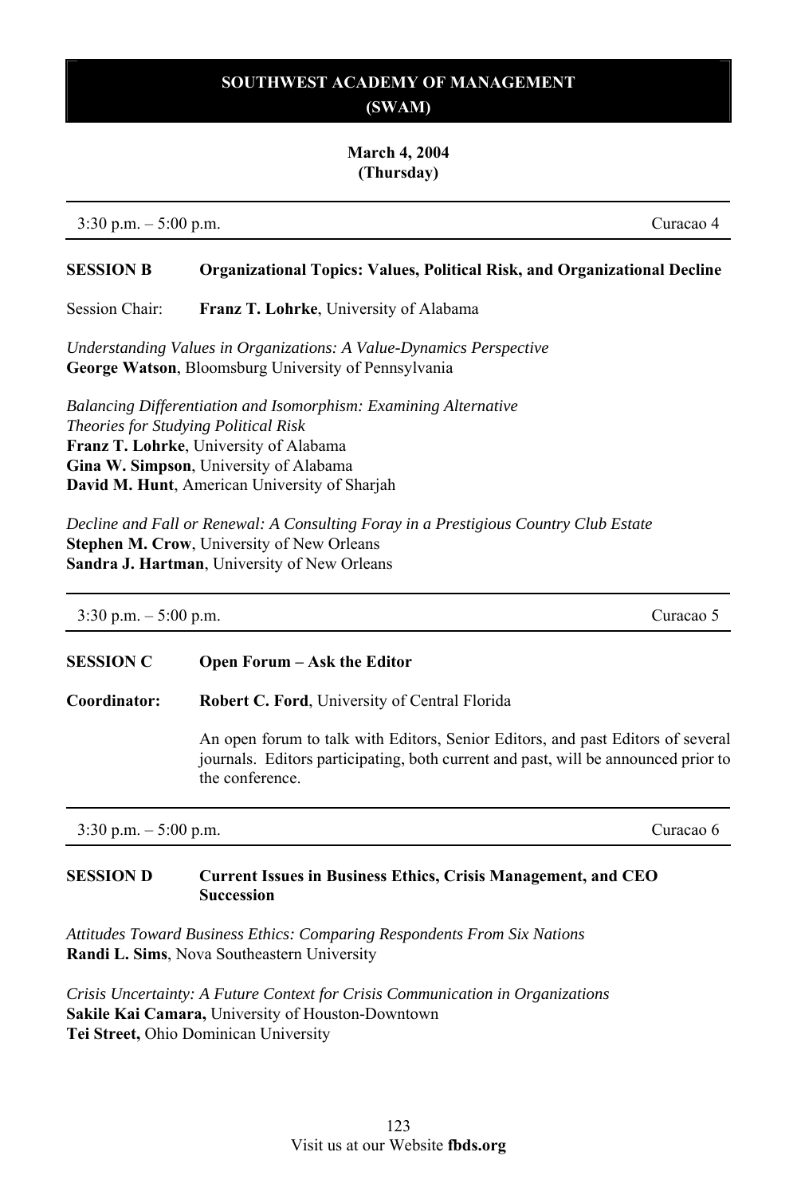## SOUTHWEST ACADEMY OF MANAGEMENT (SWAM)

**March 4, 2004**
**(Thursday)**

---

3:30 p.m. – 5:00 p.m. Curacao 4

---

**SESSION B** **Organizational Topics: Values, Political Risk, and Organizational Decline**

Session Chair: **Franz T. Lohrke**, University of Alabama

*Understanding Values in Organizations: A Value-Dynamics Perspective*
**George Watson**, Bloomsburg University of Pennsylvania

*Balancing Differentiation and Isomorphism: Examining Alternative Theories for Studying Political Risk*
**Franz T. Lohrke**, University of Alabama
**Gina W. Simpson**, University of Alabama
**David M. Hunt**, American University of Sharjah

*Decline and Fall or Renewal: A Consulting Foray in a Prestigious Country Club Estate*
**Stephen M. Crow**, University of New Orleans
**Sandra J. Hartman**, University of New Orleans

---

3:30 p.m. – 5:00 p.m. Curacao 5

---

**SESSION C** **Open Forum – Ask the Editor**

**Coordinator:** **Robert C. Ford**, University of Central Florida

An open forum to talk with Editors, Senior Editors, and past Editors of several journals. Editors participating, both current and past, will be announced prior to the conference.

---

3:30 p.m. – 5:00 p.m. Curacao 6

---

**SESSION D** **Current Issues in Business Ethics, Crisis Management, and CEO Succession**

*Attitudes Toward Business Ethics: Comparing Respondents From Six Nations*
**Randi L. Sims**, Nova Southeastern University

*Crisis Uncertainty: A Future Context for Crisis Communication in Organizations*
**Sakile Kai Camara,** University of Houston-Downtown
**Tei Street,** Ohio Dominican University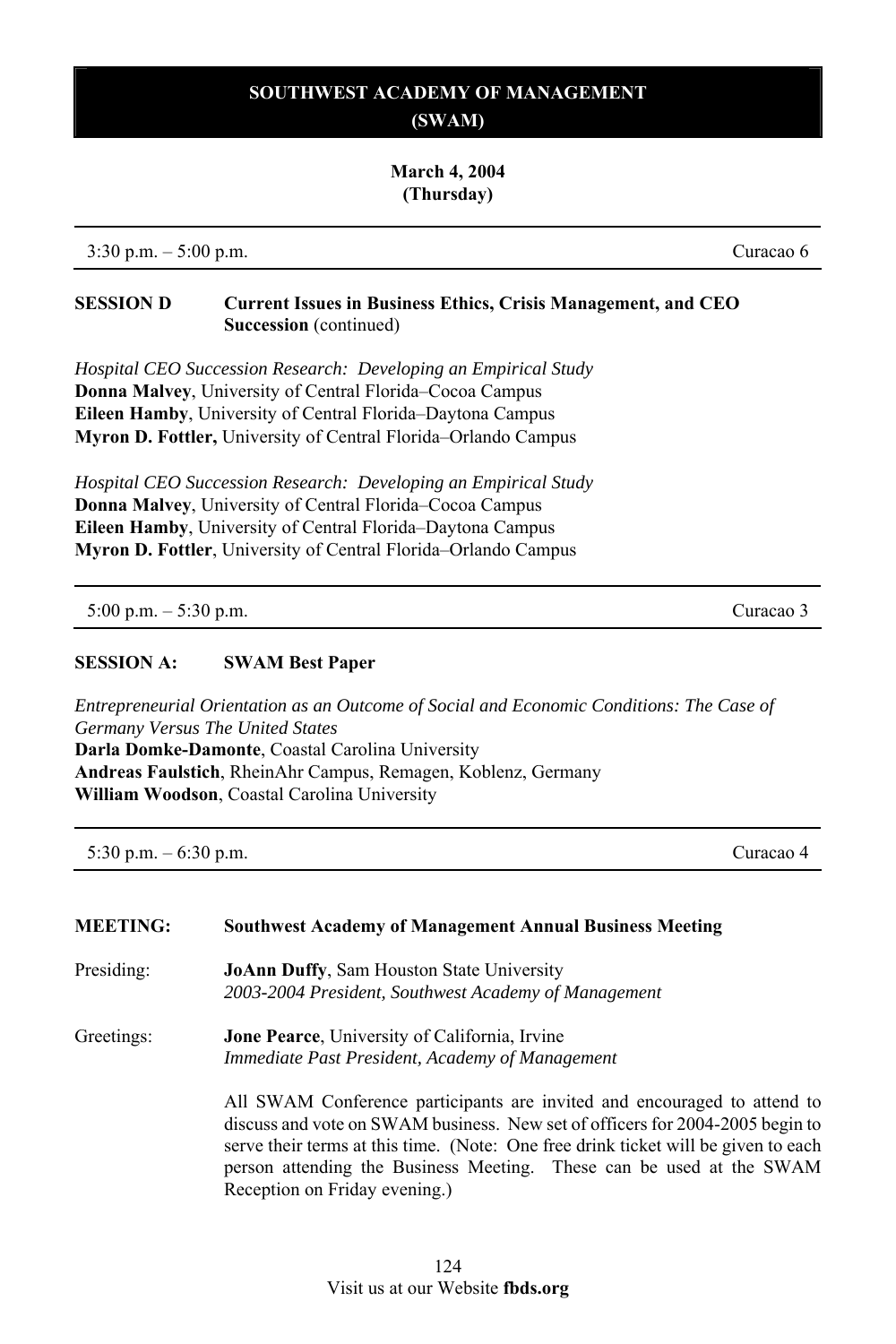# SOUTHWEST ACADEMY OF MANAGEMENT (SWAM)

**March 4, 2004**
**(Thursday)**

3:30 p.m. – 5:00 p.m. Curacao 6

**SESSION D** **Current Issues in Business Ethics, Crisis Management, and CEO Succession** (continued)

*Hospital CEO Succession Research: Developing an Empirical Study*
**Donna Malvey**, University of Central Florida–Cocoa Campus
**Eileen Hamby**, University of Central Florida–Daytona Campus
**Myron D. Fottler,** University of Central Florida–Orlando Campus

*Hospital CEO Succession Research: Developing an Empirical Study*
**Donna Malvey**, University of Central Florida–Cocoa Campus
**Eileen Hamby**, University of Central Florida–Daytona Campus
**Myron D. Fottler**, University of Central Florida–Orlando Campus

5:00 p.m. – 5:30 p.m. Curacao 3

**SESSION A:** **SWAM Best Paper**

*Entrepreneurial Orientation as an Outcome of Social and Economic Conditions: The Case of Germany Versus The United States*
**Darla Domke-Damonte**, Coastal Carolina University
**Andreas Faulstich**, RheinAhr Campus, Remagen, Koblenz, Germany
**William Woodson**, Coastal Carolina University

5:30 p.m. – 6:30 p.m. Curacao 4

**MEETING:** **Southwest Academy of Management Annual Business Meeting**

Presiding: **JoAnn Duffy**, Sam Houston State University
*2003-2004 President, Southwest Academy of Management*

Greetings: **Jone Pearce**, University of California, Irvine
*Immediate Past President, Academy of Management*

All SWAM Conference participants are invited and encouraged to attend to discuss and vote on SWAM business. New set of officers for 2004-2005 begin to serve their terms at this time. (Note: One free drink ticket will be given to each person attending the Business Meeting. These can be used at the SWAM Reception on Friday evening.)

Visit us at our Website **fbds.org**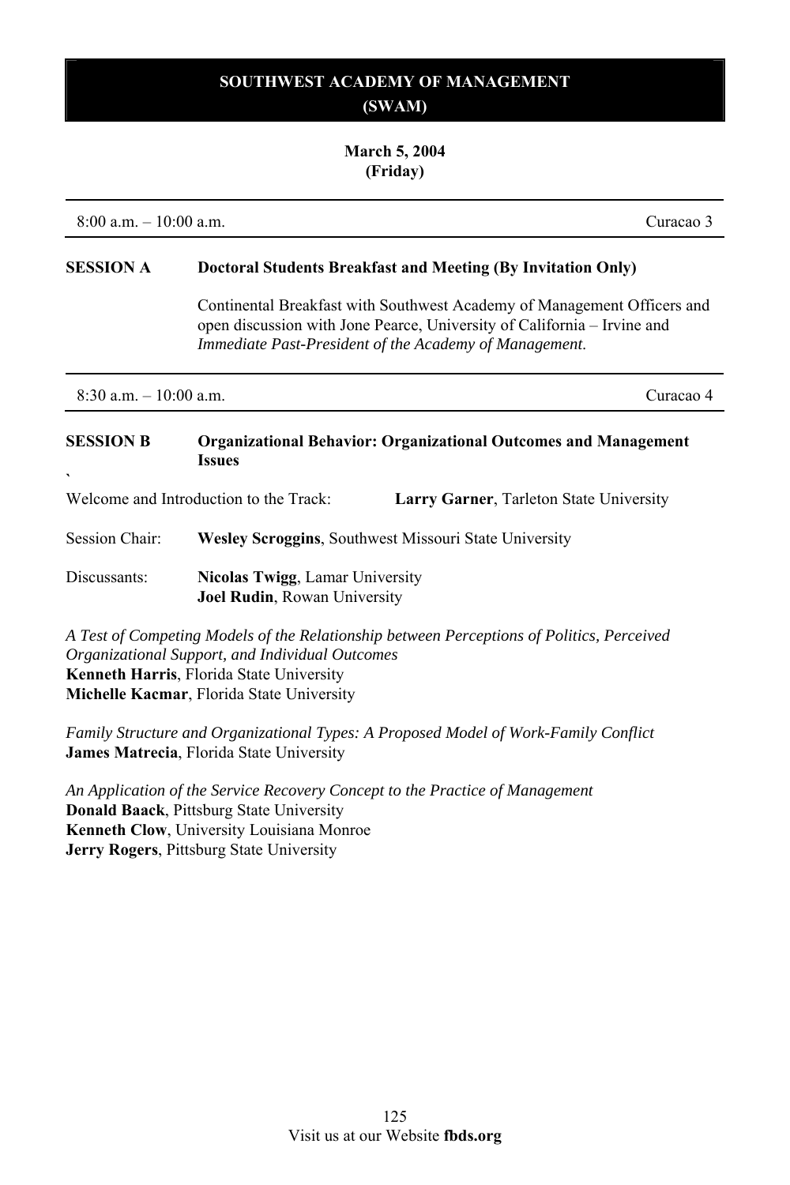# SOUTHWEST ACADEMY OF MANAGEMENT (SWAM)

**March 5, 2004**
**(Friday)**

---

8:00 a.m. – 10:00 a.m. Curacao 3

---

**SESSION A** **Doctoral Students Breakfast and Meeting (By Invitation Only)**

Continental Breakfast with Southwest Academy of Management Officers and open discussion with Jone Pearce, University of California – Irvine and *Immediate Past-President of the Academy of Management.*

---

8:30 a.m. – 10:00 a.m. Curacao 4

---

**SESSION B** **Organizational Behavior: Organizational Outcomes and Management Issues**

`

Welcome and Introduction to the Track: **Larry Garner**, Tarleton State University

Session Chair: **Wesley Scroggins**, Southwest Missouri State University

Discussants: **Nicolas Twigg**, Lamar University
**Joel Rudin**, Rowan University

*A Test of Competing Models of the Relationship between Perceptions of Politics, Perceived Organizational Support, and Individual Outcomes*
**Kenneth Harris**, Florida State University
**Michelle Kacmar**, Florida State University

*Family Structure and Organizational Types: A Proposed Model of Work-Family Conflict*
**James Matrecia**, Florida State University

*An Application of the Service Recovery Concept to the Practice of Management*
**Donald Baack**, Pittsburg State University
**Kenneth Clow**, University Louisiana Monroe
**Jerry Rogers**, Pittsburg State University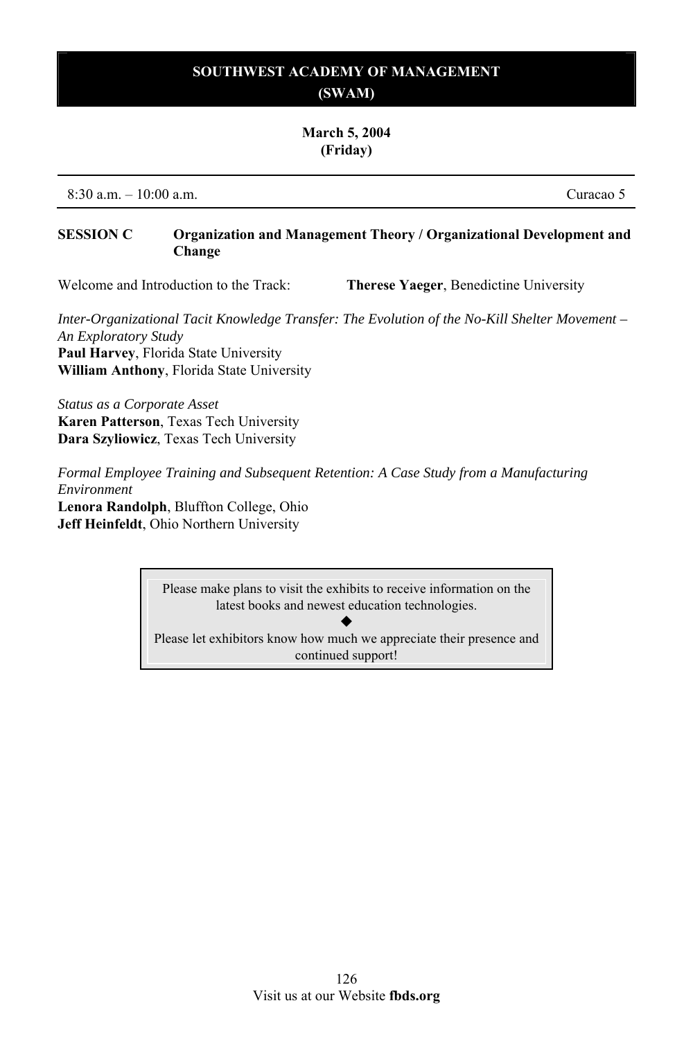# SOUTHWEST ACADEMY OF MANAGEMENT (SWAM)

**March 5, 2004**
**(Friday)**

8:30 a.m. – 10:00 a.m. Curacao 5

**SESSION C** **Organization and Management Theory / Organizational Development and Change**

Welcome and Introduction to the Track: **Therese Yaeger**, Benedictine University

*Inter-Organizational Tacit Knowledge Transfer: The Evolution of the No-Kill Shelter Movement – An Exploratory Study*
**Paul Harvey**, Florida State University
**William Anthony**, Florida State University

*Status as a Corporate Asset*
**Karen Patterson**, Texas Tech University
**Dara Szyliowicz**, Texas Tech University

*Formal Employee Training and Subsequent Retention: A Case Study from a Manufacturing Environment*
**Lenora Randolph**, Bluffton College, Ohio
**Jeff Heinfeldt**, Ohio Northern University

Please make plans to visit the exhibits to receive information on the latest books and newest education technologies.

◆

Please let exhibitors know how much we appreciate their presence and continued support!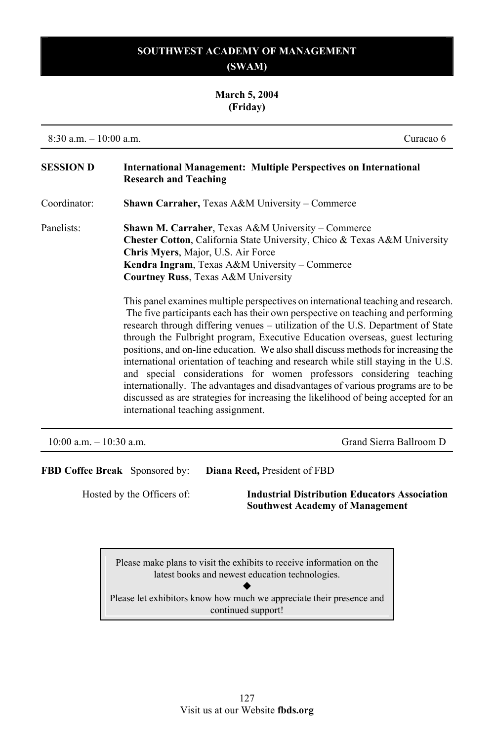# SOUTHWEST ACADEMY OF MANAGEMENT (SWAM)

**March 5, 2004**
**(Friday)**

8:30 a.m. – 10:00 a.m. Curacao 6

**SESSION D** **International Management: Multiple Perspectives on International Research and Teaching**

Coordinator: **Shawn Carraher,** Texas A&M University – Commerce

Panelists:
**Shawn M. Carraher**, Texas A&M University – Commerce
**Chester Cotton**, California State University, Chico & Texas A&M University
**Chris Myers**, Major, U.S. Air Force
**Kendra Ingram**, Texas A&M University – Commerce
**Courtney Russ**, Texas A&M University

This panel examines multiple perspectives on international teaching and research. The five participants each has their own perspective on teaching and performing research through differing venues – utilization of the U.S. Department of State through the Fulbright program, Executive Education overseas, guest lecturing positions, and on-line education. We also shall discuss methods for increasing the international orientation of teaching and research while still staying in the U.S. and special considerations for women professors considering teaching internationally. The advantages and disadvantages of various programs are to be discussed as are strategies for increasing the likelihood of being accepted for an international teaching assignment.

10:00 a.m. – 10:30 a.m. Grand Sierra Ballroom D

**FBD Coffee Break** Sponsored by: **Diana Reed,** President of FBD

Hosted by the Officers of: **Industrial Distribution Educators Association**
**Southwest Academy of Management**

Please make plans to visit the exhibits to receive information on the latest books and newest education technologies.

◆

Please let exhibitors know how much we appreciate their presence and continued support!

Visit us at our Website **fbds.org**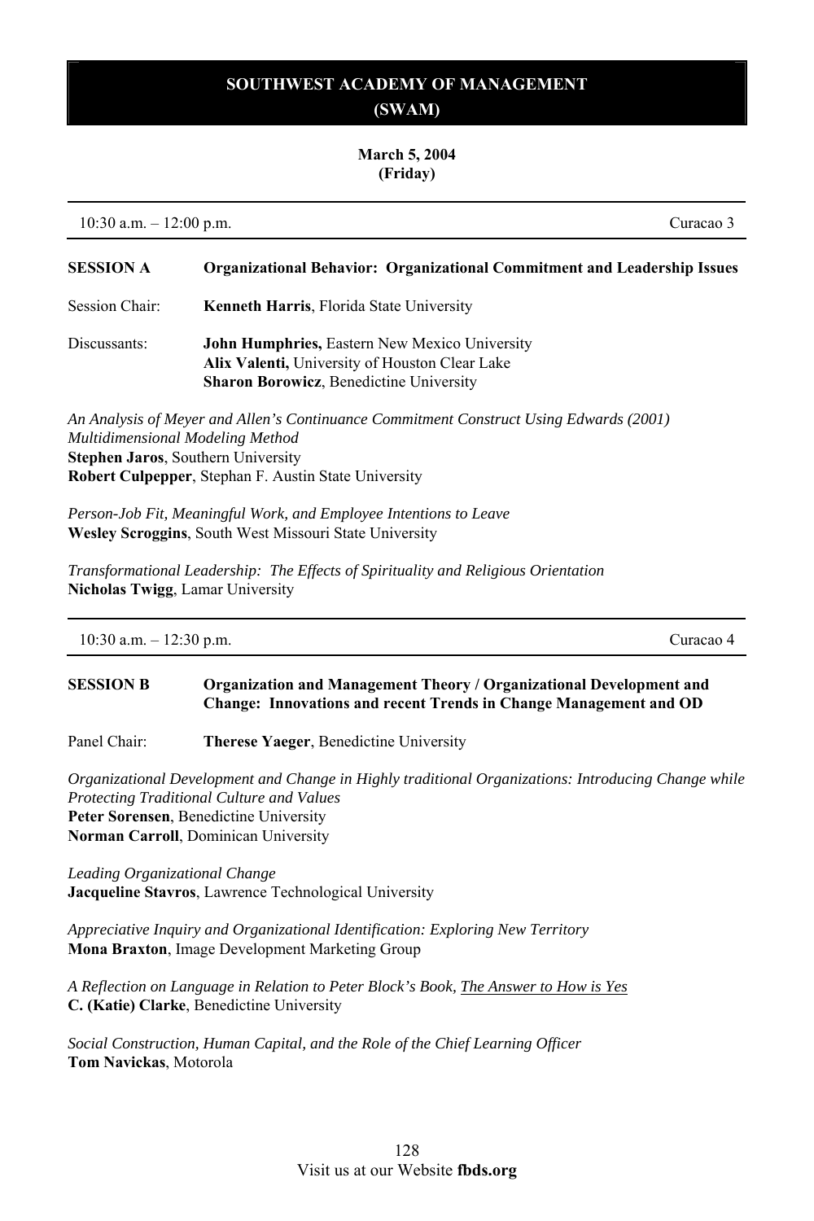# SOUTHWEST ACADEMY OF MANAGEMENT (SWAM)

**March 5, 2004**
**(Friday)**

---

10:30 a.m. – 12:00 p.m. | Curacao 3

---

**SESSION A** **Organizational Behavior: Organizational Commitment and Leadership Issues**

Session Chair: **Kenneth Harris**, Florida State University

Discussants: **John Humphries,** Eastern New Mexico University
**Alix Valenti,** University of Houston Clear Lake
**Sharon Borowicz**, Benedictine University

*An Analysis of Meyer and Allen's Continuance Commitment Construct Using Edwards (2001) Multidimensional Modeling Method*
**Stephen Jaros**, Southern University
**Robert Culpepper**, Stephan F. Austin State University

*Person-Job Fit, Meaningful Work, and Employee Intentions to Leave*
**Wesley Scroggins**, South West Missouri State University

*Transformational Leadership: The Effects of Spirituality and Religious Orientation*
**Nicholas Twigg**, Lamar University

---

10:30 a.m. – 12:30 p.m. | Curacao 4

---

**SESSION B** **Organization and Management Theory / Organizational Development and Change: Innovations and recent Trends in Change Management and OD**

Panel Chair: **Therese Yaeger**, Benedictine University

*Organizational Development and Change in Highly traditional Organizations: Introducing Change while Protecting Traditional Culture and Values*
**Peter Sorensen**, Benedictine University
**Norman Carroll**, Dominican University

*Leading Organizational Change*
**Jacqueline Stavros**, Lawrence Technological University

*Appreciative Inquiry and Organizational Identification: Exploring New Territory*
**Mona Braxton**, Image Development Marketing Group

*A Reflection on Language in Relation to Peter Block's Book, The Answer to How is Yes*
**C. (Katie) Clarke**, Benedictine University

*Social Construction, Human Capital, and the Role of the Chief Learning Officer*
**Tom Navickas**, Motorola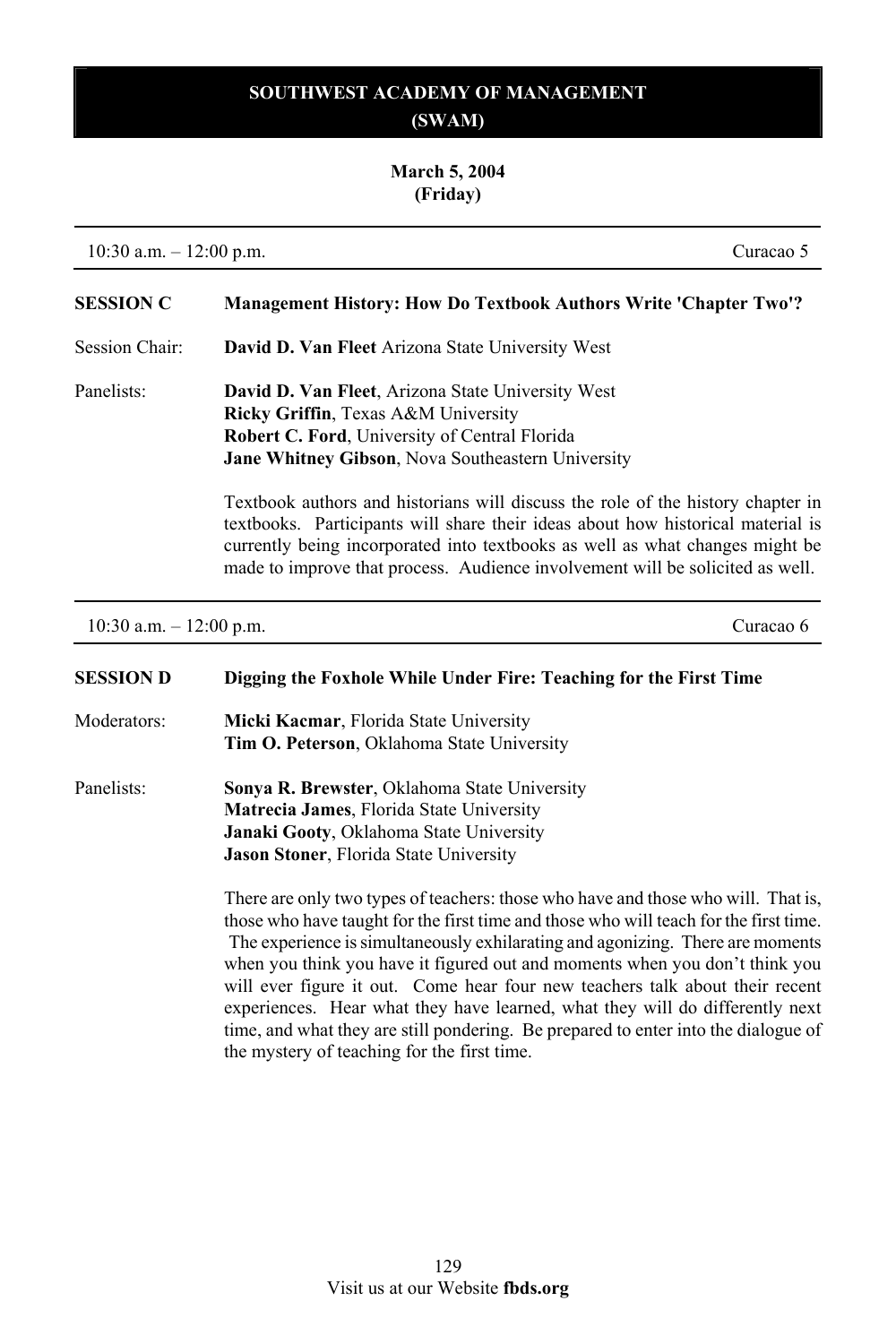# SOUTHWEST ACADEMY OF MANAGEMENT (SWAM)

**March 5, 2004**
**(Friday)**

10:30 a.m. – 12:00 p.m. Curacao 5

## SESSION C Management History: How Do Textbook Authors Write 'Chapter Two'?

Session Chair: **David D. Van Fleet** Arizona State University West

Panelists:
**David D. Van Fleet**, Arizona State University West
**Ricky Griffin**, Texas A&M University
**Robert C. Ford**, University of Central Florida
**Jane Whitney Gibson**, Nova Southeastern University

Textbook authors and historians will discuss the role of the history chapter in textbooks. Participants will share their ideas about how historical material is currently being incorporated into textbooks as well as what changes might be made to improve that process. Audience involvement will be solicited as well.

10:30 a.m. – 12:00 p.m. Curacao 6

## SESSION D Digging the Foxhole While Under Fire: Teaching for the First Time

Moderators:
**Micki Kacmar**, Florida State University
**Tim O. Peterson**, Oklahoma State University

Panelists:
**Sonya R. Brewster**, Oklahoma State University
**Matrecia James**, Florida State University
**Janaki Gooty**, Oklahoma State University
**Jason Stoner**, Florida State University

There are only two types of teachers: those who have and those who will. That is, those who have taught for the first time and those who will teach for the first time. The experience is simultaneously exhilarating and agonizing. There are moments when you think you have it figured out and moments when you don't think you will ever figure it out. Come hear four new teachers talk about their recent experiences. Hear what they have learned, what they will do differently next time, and what they are still pondering. Be prepared to enter into the dialogue of the mystery of teaching for the first time.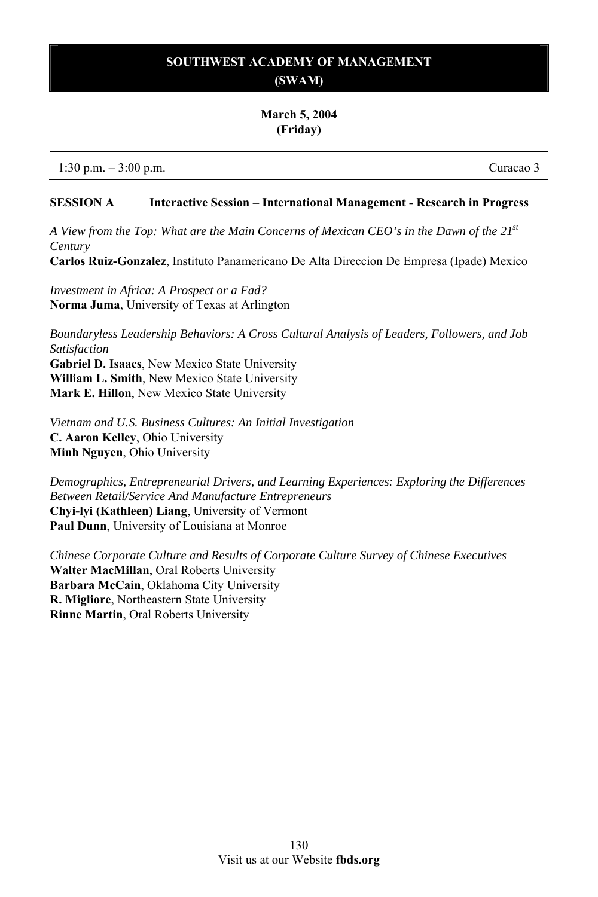# SOUTHWEST ACADEMY OF MANAGEMENT (SWAM)

**March 5, 2004**
**(Friday)**

1:30 p.m. – 3:00 p.m. Curacao 3

## SESSION A Interactive Session – International Management - Research in Progress

*A View from the Top: What are the Main Concerns of Mexican CEO's in the Dawn of the 21st Century*
**Carlos Ruiz-Gonzalez**, Instituto Panamericano De Alta Direccion De Empresa (Ipade) Mexico

*Investment in Africa: A Prospect or a Fad?*
**Norma Juma**, University of Texas at Arlington

*Boundaryless Leadership Behaviors: A Cross Cultural Analysis of Leaders, Followers, and Job Satisfaction*
**Gabriel D. Isaacs**, New Mexico State University
**William L. Smith**, New Mexico State University
**Mark E. Hillon**, New Mexico State University

*Vietnam and U.S. Business Cultures: An Initial Investigation*
**C. Aaron Kelley**, Ohio University
**Minh Nguyen**, Ohio University

*Demographics, Entrepreneurial Drivers, and Learning Experiences: Exploring the Differences Between Retail/Service And Manufacture Entrepreneurs*
**Chyi-lyi (Kathleen) Liang**, University of Vermont
**Paul Dunn**, University of Louisiana at Monroe

*Chinese Corporate Culture and Results of Corporate Culture Survey of Chinese Executives*
**Walter MacMillan**, Oral Roberts University
**Barbara McCain**, Oklahoma City University
**R. Migliore**, Northeastern State University
**Rinne Martin**, Oral Roberts University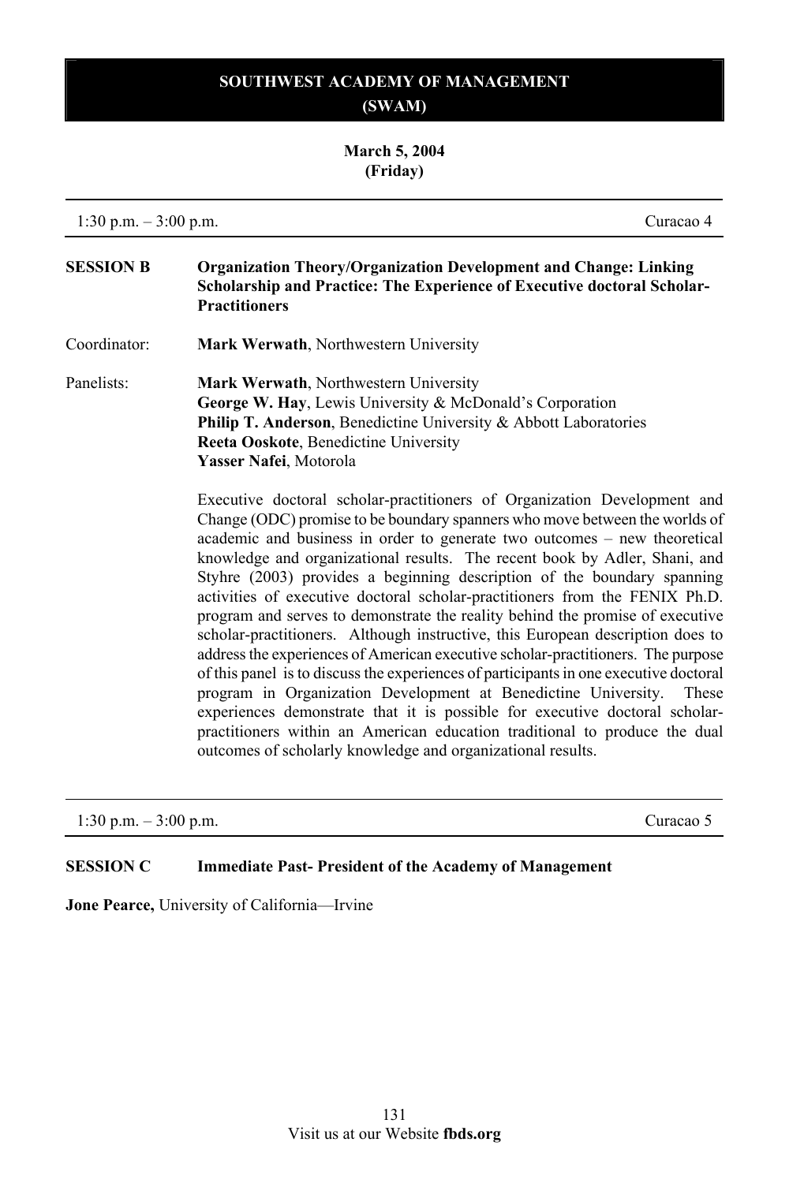# SOUTHWEST ACADEMY OF MANAGEMENT (SWAM)

**March 5, 2004**
**(Friday)**

1:30 p.m. – 3:00 p.m. Curacao 4

**SESSION B** **Organization Theory/Organization Development and Change: Linking Scholarship and Practice: The Experience of Executive doctoral Scholar-Practitioners**

Coordinator: **Mark Werwath**, Northwestern University

Panelists:
**Mark Werwath**, Northwestern University
**George W. Hay**, Lewis University & McDonald's Corporation
**Philip T. Anderson**, Benedictine University & Abbott Laboratories
**Reeta Ooskote**, Benedictine University
**Yasser Nafei**, Motorola

Executive doctoral scholar-practitioners of Organization Development and Change (ODC) promise to be boundary spanners who move between the worlds of academic and business in order to generate two outcomes – new theoretical knowledge and organizational results. The recent book by Adler, Shani, and Styhre (2003) provides a beginning description of the boundary spanning activities of executive doctoral scholar-practitioners from the FENIX Ph.D. program and serves to demonstrate the reality behind the promise of executive scholar-practitioners. Although instructive, this European description does to address the experiences of American executive scholar-practitioners. The purpose of this panel is to discuss the experiences of participants in one executive doctoral program in Organization Development at Benedictine University. These experiences demonstrate that it is possible for executive doctoral scholar-practitioners within an American education traditional to produce the dual outcomes of scholarly knowledge and organizational results.

1:30 p.m. – 3:00 p.m. Curacao 5

**SESSION C** **Immediate Past- President of the Academy of Management**

**Jone Pearce,** University of California—Irvine

Visit us at our Website **fbds.org**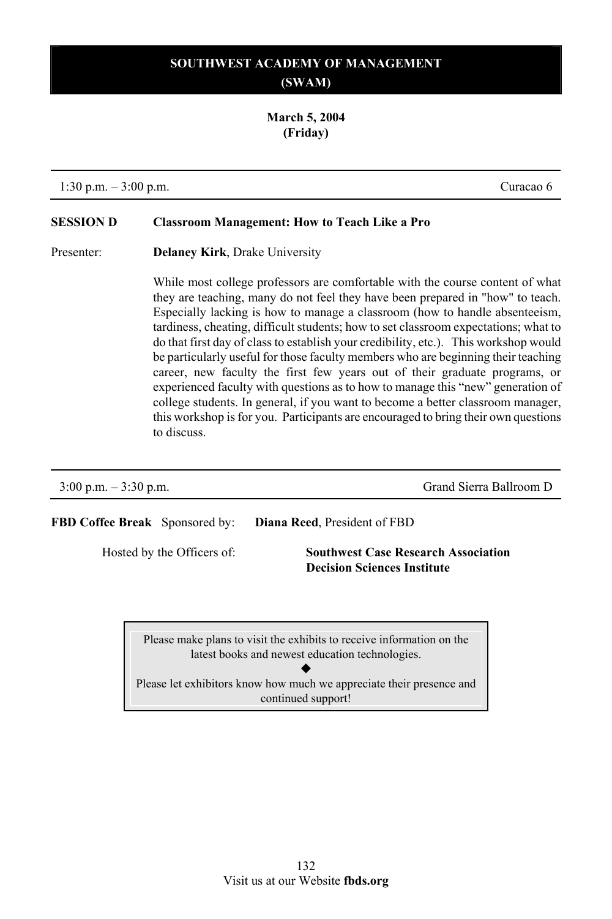## SOUTHWEST ACADEMY OF MANAGEMENT (SWAM)

**March 5, 2004 (Friday)**

1:30 p.m. – 3:00 p.m. — Curacao 6

**SESSION D** — **Classroom Management: How to Teach Like a Pro**

Presenter: **Delaney Kirk**, Drake University

While most college professors are comfortable with the course content of what they are teaching, many do not feel they have been prepared in "how" to teach. Especially lacking is how to manage a classroom (how to handle absenteeism, tardiness, cheating, difficult students; how to set classroom expectations; what to do that first day of class to establish your credibility, etc.). This workshop would be particularly useful for those faculty members who are beginning their teaching career, new faculty the first few years out of their graduate programs, or experienced faculty with questions as to how to manage this "new" generation of college students. In general, if you want to become a better classroom manager, this workshop is for you. Participants are encouraged to bring their own questions to discuss.

3:00 p.m. – 3:30 p.m. — Grand Sierra Ballroom D

**FBD Coffee Break** Sponsored by: **Diana Reed**, President of FBD

Hosted by the Officers of: **Southwest Case Research Association**
**Decision Sciences Institute**

Please make plans to visit the exhibits to receive information on the latest books and newest education technologies.

◆

Please let exhibitors know how much we appreciate their presence and continued support!

Visit us at our Website **fbds.org**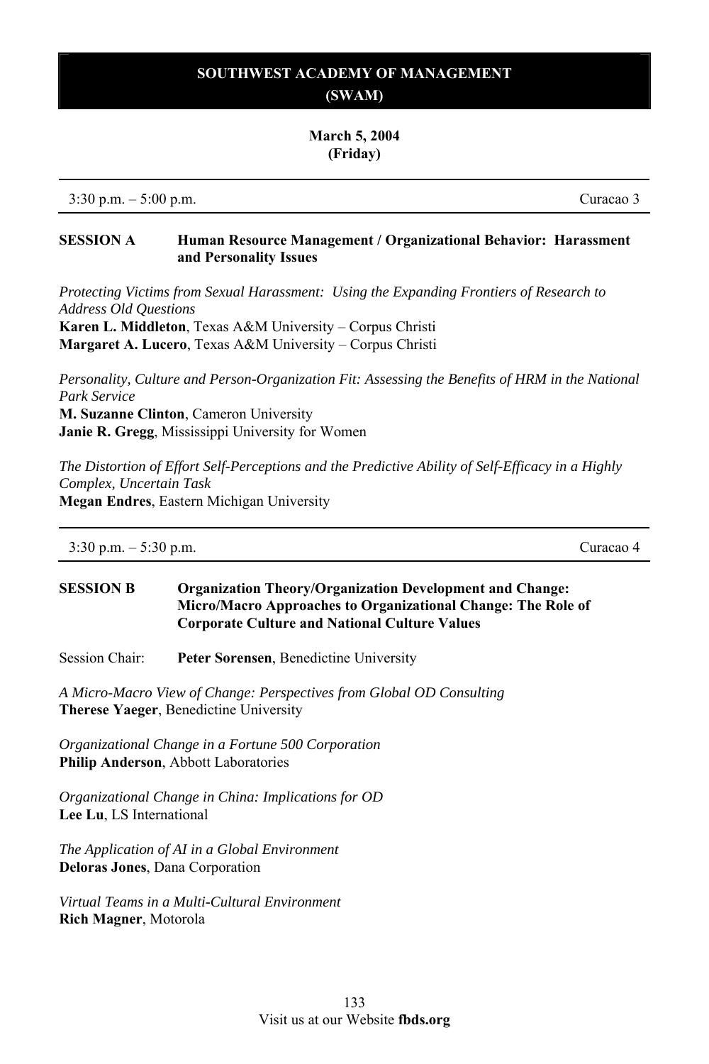# SOUTHWEST ACADEMY OF MANAGEMENT (SWAM)

**March 5, 2004 (Friday)**

---

3:30 p.m. – 5:00 p.m. Curacao 3

---

## SESSION A — Human Resource Management / Organizational Behavior: Harassment and Personality Issues

*Protecting Victims from Sexual Harassment: Using the Expanding Frontiers of Research to Address Old Questions*
**Karen L. Middleton**, Texas A&M University – Corpus Christi
**Margaret A. Lucero**, Texas A&M University – Corpus Christi

*Personality, Culture and Person-Organization Fit: Assessing the Benefits of HRM in the National Park Service*
**M. Suzanne Clinton**, Cameron University
**Janie R. Gregg**, Mississippi University for Women

*The Distortion of Effort Self-Perceptions and the Predictive Ability of Self-Efficacy in a Highly Complex, Uncertain Task*
**Megan Endres**, Eastern Michigan University

---

3:30 p.m. – 5:30 p.m. Curacao 4

---

## SESSION B — Organization Theory/Organization Development and Change: Micro/Macro Approaches to Organizational Change: The Role of Corporate Culture and National Culture Values

Session Chair: **Peter Sorensen**, Benedictine University

*A Micro-Macro View of Change: Perspectives from Global OD Consulting*
**Therese Yaeger**, Benedictine University

*Organizational Change in a Fortune 500 Corporation*
**Philip Anderson**, Abbott Laboratories

*Organizational Change in China: Implications for OD*
**Lee Lu**, LS International

*The Application of AI in a Global Environment*
**Deloras Jones**, Dana Corporation

*Virtual Teams in a Multi-Cultural Environment*
**Rich Magner**, Motorola

Visit us at our Website **fbds.org**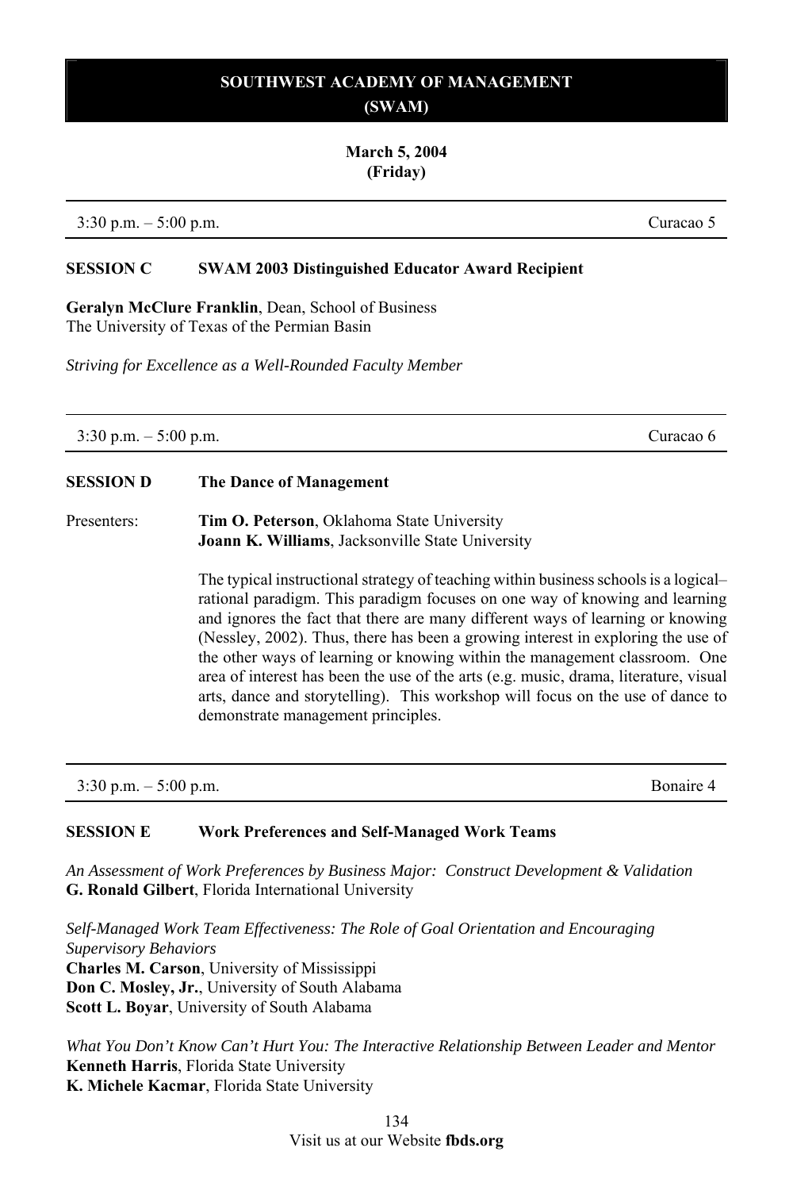## SOUTHWEST ACADEMY OF MANAGEMENT (SWAM)

**March 5, 2004**
**(Friday)**

---

3:30 p.m. – 5:00 p.m. Curacao 5

---

**SESSION C SWAM 2003 Distinguished Educator Award Recipient**

**Geralyn McClure Franklin**, Dean, School of Business
The University of Texas of the Permian Basin

*Striving for Excellence as a Well-Rounded Faculty Member*

---

3:30 p.m. – 5:00 p.m. Curacao 6

---

**SESSION D The Dance of Management**

Presenters: **Tim O. Peterson**, Oklahoma State University
**Joann K. Williams**, Jacksonville State University

The typical instructional strategy of teaching within business schools is a logical–rational paradigm. This paradigm focuses on one way of knowing and learning and ignores the fact that there are many different ways of learning or knowing (Nessley, 2002). Thus, there has been a growing interest in exploring the use of the other ways of learning or knowing within the management classroom. One area of interest has been the use of the arts (e.g. music, drama, literature, visual arts, dance and storytelling). This workshop will focus on the use of dance to demonstrate management principles.

---

3:30 p.m. – 5:00 p.m. Bonaire 4

---

**SESSION E Work Preferences and Self-Managed Work Teams**

*An Assessment of Work Preferences by Business Major: Construct Development & Validation*
**G. Ronald Gilbert**, Florida International University

*Self-Managed Work Team Effectiveness: The Role of Goal Orientation and Encouraging Supervisory Behaviors*
**Charles M. Carson**, University of Mississippi
**Don C. Mosley, Jr.**, University of South Alabama
**Scott L. Boyar**, University of South Alabama

*What You Don't Know Can't Hurt You: The Interactive Relationship Between Leader and Mentor*
**Kenneth Harris**, Florida State University
**K. Michele Kacmar**, Florida State University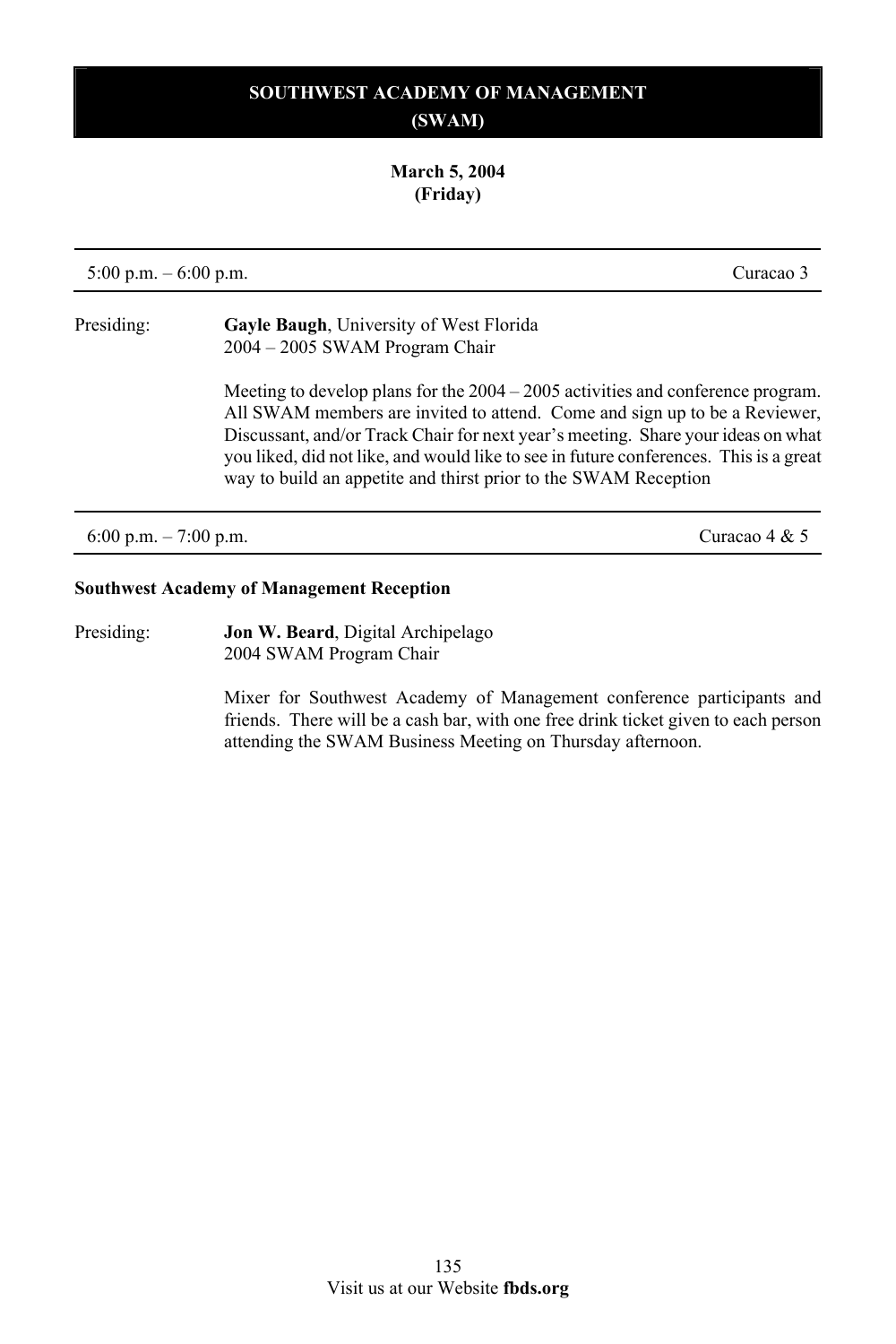# SOUTHWEST ACADEMY OF MANAGEMENT (SWAM)

**March 5, 2004 (Friday)**

5:00 p.m. – 6:00 p.m. — Curacao 3

Presiding: **Gayle Baugh**, University of West Florida
2004 – 2005 SWAM Program Chair

Meeting to develop plans for the 2004 – 2005 activities and conference program. All SWAM members are invited to attend. Come and sign up to be a Reviewer, Discussant, and/or Track Chair for next year's meeting. Share your ideas on what you liked, did not like, and would like to see in future conferences. This is a great way to build an appetite and thirst prior to the SWAM Reception

6:00 p.m. – 7:00 p.m. — Curacao 4 & 5

**Southwest Academy of Management Reception**

Presiding: **Jon W. Beard**, Digital Archipelago
2004 SWAM Program Chair

Mixer for Southwest Academy of Management conference participants and friends. There will be a cash bar, with one free drink ticket given to each person attending the SWAM Business Meeting on Thursday afternoon.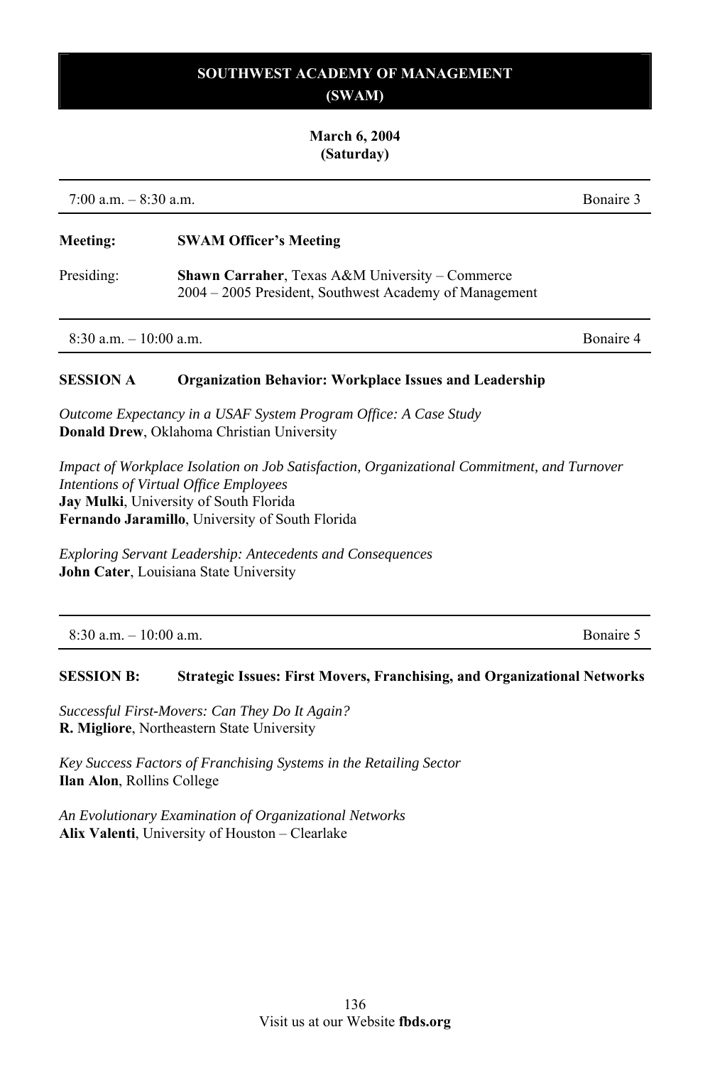# SOUTHWEST ACADEMY OF MANAGEMENT (SWAM)

**March 6, 2004**
**(Saturday)**

7:00 a.m. – 8:30 a.m. — Bonaire 3

**Meeting:** **SWAM Officer's Meeting**

Presiding: **Shawn Carraher**, Texas A&M University – Commerce
2004 – 2005 President, Southwest Academy of Management

8:30 a.m. – 10:00 a.m. — Bonaire 4

**SESSION A** **Organization Behavior: Workplace Issues and Leadership**

*Outcome Expectancy in a USAF System Program Office: A Case Study*
**Donald Drew**, Oklahoma Christian University

*Impact of Workplace Isolation on Job Satisfaction, Organizational Commitment, and Turnover Intentions of Virtual Office Employees*
**Jay Mulki**, University of South Florida
**Fernando Jaramillo**, University of South Florida

*Exploring Servant Leadership: Antecedents and Consequences*
**John Cater**, Louisiana State University

8:30 a.m. – 10:00 a.m. — Bonaire 5

**SESSION B:** **Strategic Issues: First Movers, Franchising, and Organizational Networks**

*Successful First-Movers: Can They Do It Again?*
**R. Migliore**, Northeastern State University

*Key Success Factors of Franchising Systems in the Retailing Sector*
**Ilan Alon**, Rollins College

*An Evolutionary Examination of Organizational Networks*
**Alix Valenti**, University of Houston – Clearlake

Visit us at our Website **fbds.org**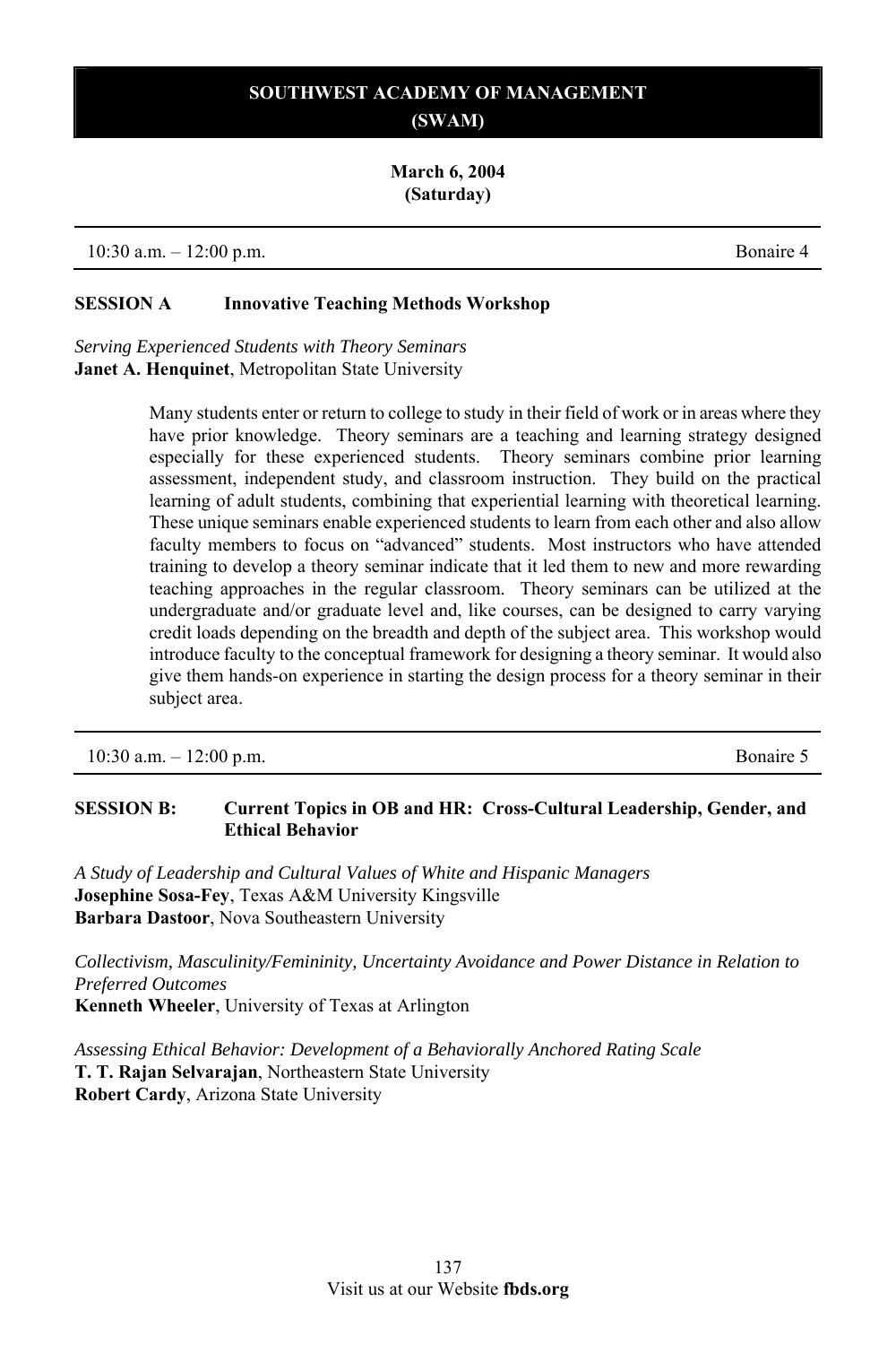# SOUTHWEST ACADEMY OF MANAGEMENT (SWAM)

**March 6, 2004**
**(Saturday)**

---

10:30 a.m. – 12:00 p.m. Bonaire 4

---

**SESSION A Innovative Teaching Methods Workshop**

*Serving Experienced Students with Theory Seminars*
**Janet A. Henquinet**, Metropolitan State University

> Many students enter or return to college to study in their field of work or in areas where they have prior knowledge. Theory seminars are a teaching and learning strategy designed especially for these experienced students. Theory seminars combine prior learning assessment, independent study, and classroom instruction. They build on the practical learning of adult students, combining that experiential learning with theoretical learning. These unique seminars enable experienced students to learn from each other and also allow faculty members to focus on "advanced" students. Most instructors who have attended training to develop a theory seminar indicate that it led them to new and more rewarding teaching approaches in the regular classroom. Theory seminars can be utilized at the undergraduate and/or graduate level and, like courses, can be designed to carry varying credit loads depending on the breadth and depth of the subject area. This workshop would introduce faculty to the conceptual framework for designing a theory seminar. It would also give them hands-on experience in starting the design process for a theory seminar in their subject area.

---

10:30 a.m. – 12:00 p.m. Bonaire 5

---

**SESSION B: Current Topics in OB and HR: Cross-Cultural Leadership, Gender, and Ethical Behavior**

*A Study of Leadership and Cultural Values of White and Hispanic Managers*
**Josephine Sosa-Fey**, Texas A&M University Kingsville
**Barbara Dastoor**, Nova Southeastern University

*Collectivism, Masculinity/Femininity, Uncertainty Avoidance and Power Distance in Relation to Preferred Outcomes*
**Kenneth Wheeler**, University of Texas at Arlington

*Assessing Ethical Behavior: Development of a Behaviorally Anchored Rating Scale*
**T. T. Rajan Selvarajan**, Northeastern State University
**Robert Cardy**, Arizona State University

Visit us at our Website **fbds.org**